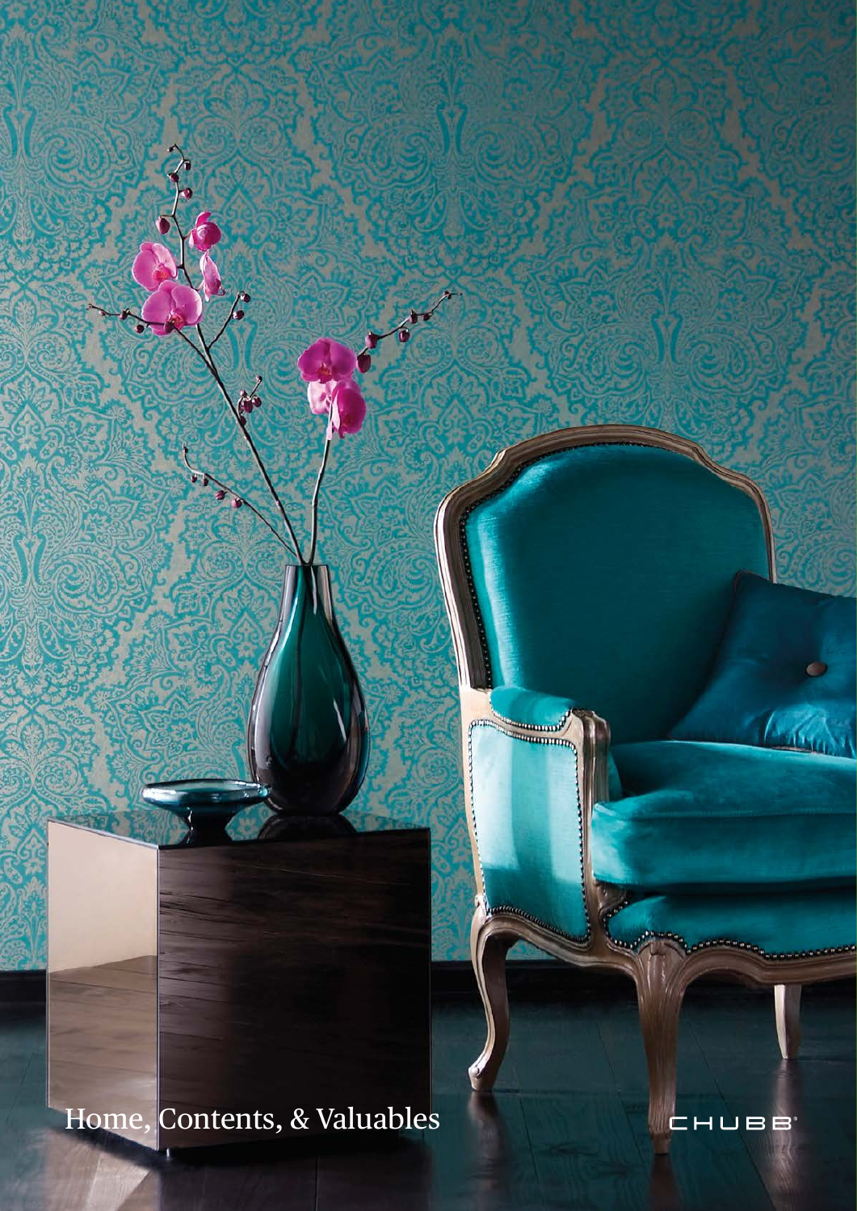# Home, Contents, & Valuables

CHUBB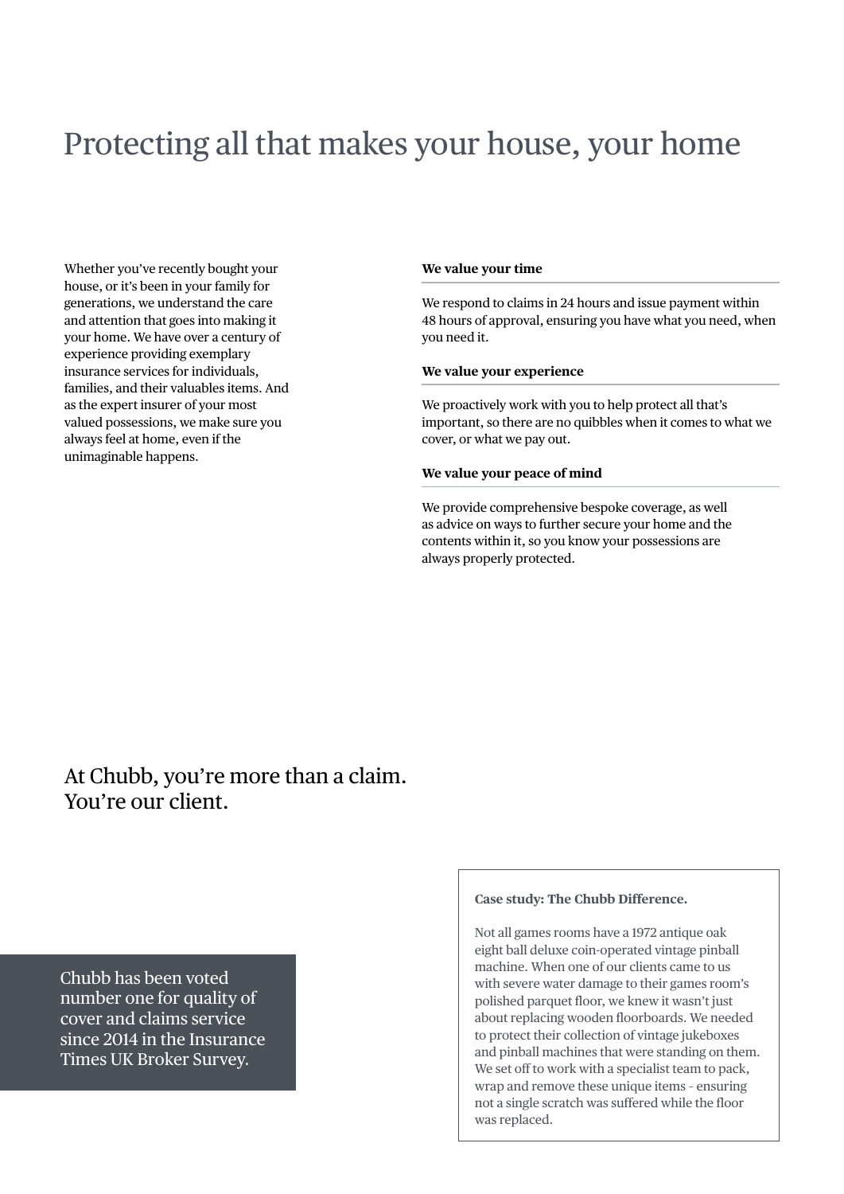# Protecting all that makes your house, your home

Whether you've recently bought your house, or it's been in your family for generations, we understand the care and attention that goes into making it your home. We have over a century of experience providing exemplary insurance services for individuals, families, and their valuables items. And as the expert insurer of your most valued possessions, we make sure you always feel at home, even if the unimaginable happens.

**We value your time**

We respond to claims in 24 hours and issue payment within 48 hours of approval, ensuring you have what you need, when you need it.

**We value your experience**

We proactively work with you to help protect all that's important, so there are no quibbles when it comes to what we cover, or what we pay out.

**We value your peace of mind**

We provide comprehensive bespoke coverage, as well as advice on ways to further secure your home and the contents within it, so you know your possessions are always properly protected.

## At Chubb, you're more than a claim. You're our client.

Chubb has been voted number one for quality of cover and claims service since 2014 in the Insurance Times UK Broker Survey.

**Case study: The Chubb Difference.**

Not all games rooms have a 1972 antique oak eight ball deluxe coin-operated vintage pinball machine. When one of our clients came to us with severe water damage to their games room's polished parquet floor, we knew it wasn't just about replacing wooden floorboards. We needed to protect their collection of vintage jukeboxes and pinball machines that were standing on them. We set off to work with a specialist team to pack, wrap and remove these unique items - ensuring not a single scratch was suffered while the floor was replaced.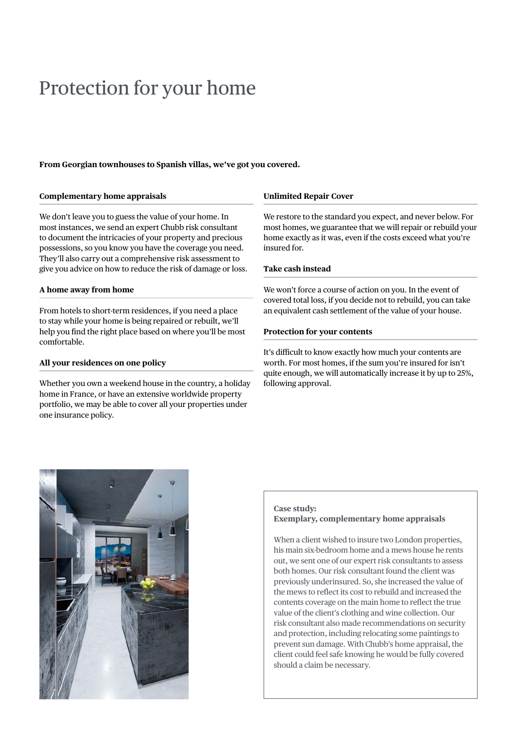# Protection for your home

**From Georgian townhouses to Spanish villas, we've got you covered.**

### Complementary home appraisals

We don't leave you to guess the value of your home. In most instances, we send an expert Chubb risk consultant to document the intricacies of your property and precious possessions, so you know you have the coverage you need. They'll also carry out a comprehensive risk assessment to give you advice on how to reduce the risk of damage or loss.

### A home away from home

From hotels to short-term residences, if you need a place to stay while your home is being repaired or rebuilt, we'll help you find the right place based on where you'll be most comfortable.

### All your residences on one policy

Whether you own a weekend house in the country, a holiday home in France, or have an extensive worldwide property portfolio, we may be able to cover all your properties under one insurance policy.

### Unlimited Repair Cover

We restore to the standard you expect, and never below. For most homes, we guarantee that we will repair or rebuild your home exactly as it was, even if the costs exceed what you're insured for.

### Take cash instead

We won't force a course of action on you. In the event of covered total loss, if you decide not to rebuild, you can take an equivalent cash settlement of the value of your house.

### Protection for your contents

It's difficult to know exactly how much your contents are worth. For most homes, if the sum you're insured for isn't quite enough, we will automatically increase it by up to 25%, following approval.

**Case study:**
**Exemplary, complementary home appraisals**

When a client wished to insure two London properties, his main six-bedroom home and a mews house he rents out, we sent one of our expert risk consultants to assess both homes. Our risk consultant found the client was previously underinsured. So, she increased the value of the mews to reflect its cost to rebuild and increased the contents coverage on the main home to reflect the true value of the client's clothing and wine collection. Our risk consultant also made recommendations on security and protection, including relocating some paintings to prevent sun damage. With Chubb's home appraisal, the client could feel safe knowing he would be fully covered should a claim be necessary.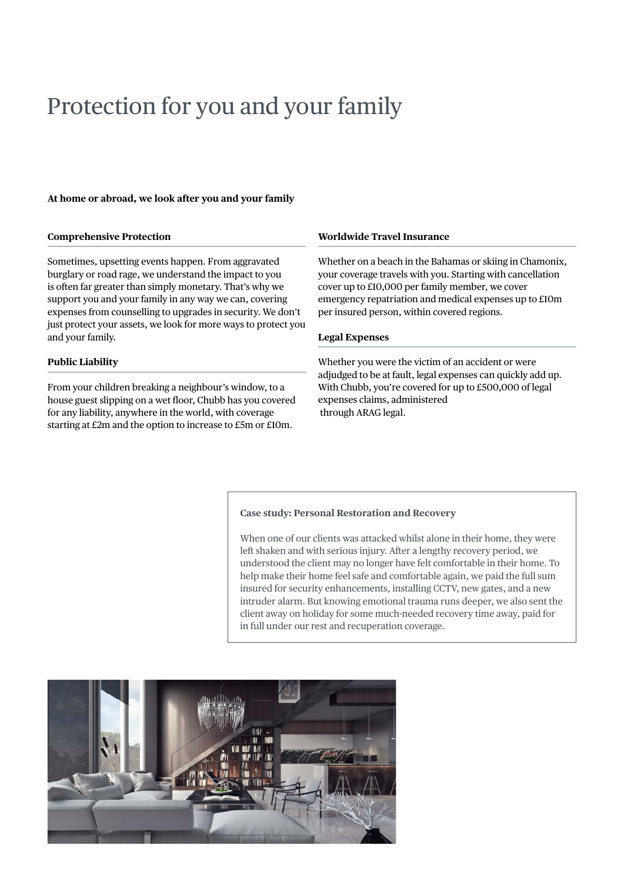# Protection for you and your family

**At home or abroad, we look after you and your family**

### Comprehensive Protection

Sometimes, upsetting events happen. From aggravated burglary or road rage, we understand the impact to you is often far greater than simply monetary. That's why we support you and your family in any way we can, covering expenses from counselling to upgrades in security. We don't just protect your assets, we look for more ways to protect you and your family.

### Public Liability

From your children breaking a neighbour's window, to a house guest slipping on a wet floor, Chubb has you covered for any liability, anywhere in the world, with coverage starting at £2m and the option to increase to £5m or £10m.

### Worldwide Travel Insurance

Whether on a beach in the Bahamas or skiing in Chamonix, your coverage travels with you. Starting with cancellation cover up to £10,000 per family member, we cover emergency repatriation and medical expenses up to £10m per insured person, within covered regions.

### Legal Expenses

Whether you were the victim of an accident or were adjudged to be at fault, legal expenses can quickly add up. With Chubb, you're covered for up to £500,000 of legal expenses claims, administered through ARAG legal.

**Case study: Personal Restoration and Recovery**

When one of our clients was attacked whilst alone in their home, they were left shaken and with serious injury. After a lengthy recovery period, we understood the client may no longer have felt comfortable in their home. To help make their home feel safe and comfortable again, we paid the full sum insured for security enhancements, installing CCTV, new gates, and a new intruder alarm. But knowing emotional trauma runs deeper, we also sent the client away on holiday for some much-needed recovery time away, paid for in full under our rest and recuperation coverage.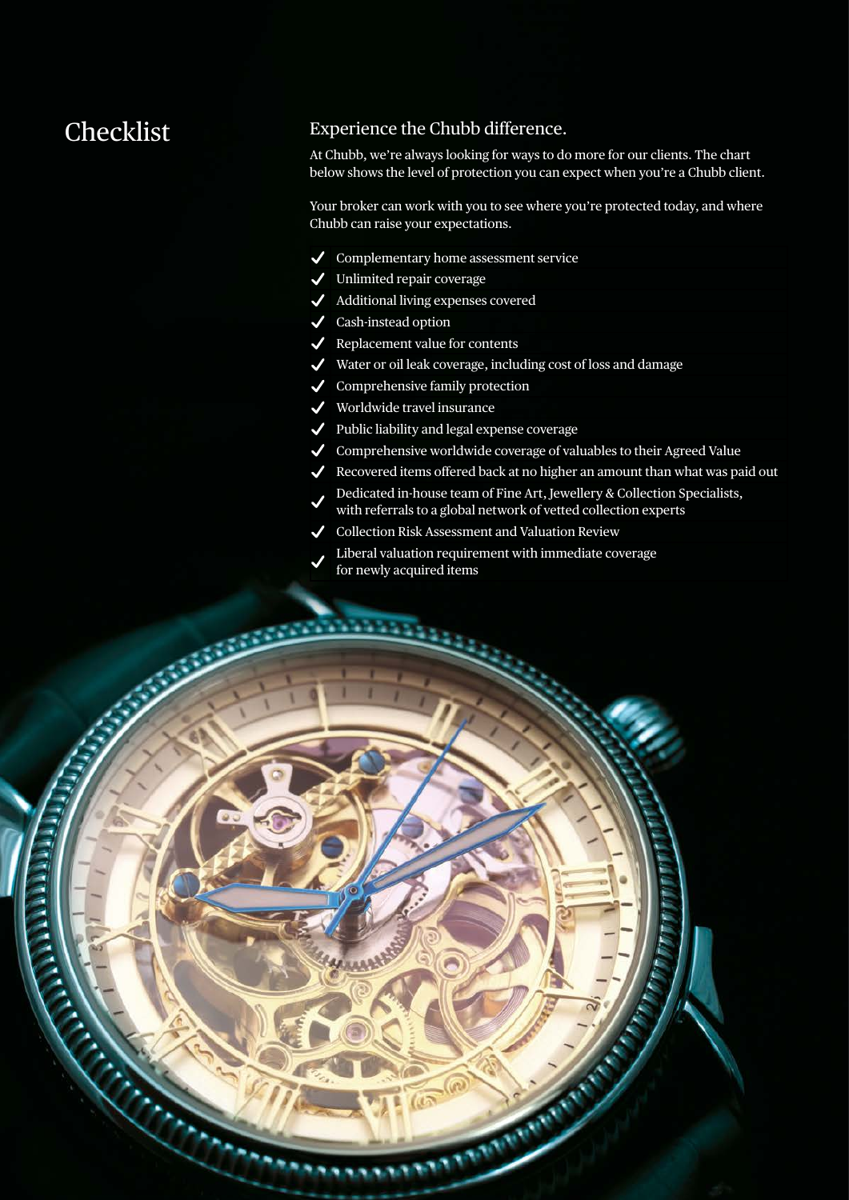# Checklist

## Experience the Chubb difference.

At Chubb, we're always looking for ways to do more for our clients. The chart below shows the level of protection you can expect when you're a Chubb client.

Your broker can work with you to see where you're protected today, and where Chubb can raise your expectations.

- ✓ Complementary home assessment service
- ✓ Unlimited repair coverage
- ✓ Additional living expenses covered
- ✓ Cash-instead option
- ✓ Replacement value for contents
- ✓ Water or oil leak coverage, including cost of loss and damage
- ✓ Comprehensive family protection
- ✓ Worldwide travel insurance
- ✓ Public liability and legal expense coverage
- ✓ Comprehensive worldwide coverage of valuables to their Agreed Value
- ✓ Recovered items offered back at no higher an amount than what was paid out
- ✓ Dedicated in-house team of Fine Art, Jewellery & Collection Specialists, with referrals to a global network of vetted collection experts
- ✓ Collection Risk Assessment and Valuation Review
- ✓ Liberal valuation requirement with immediate coverage for newly acquired items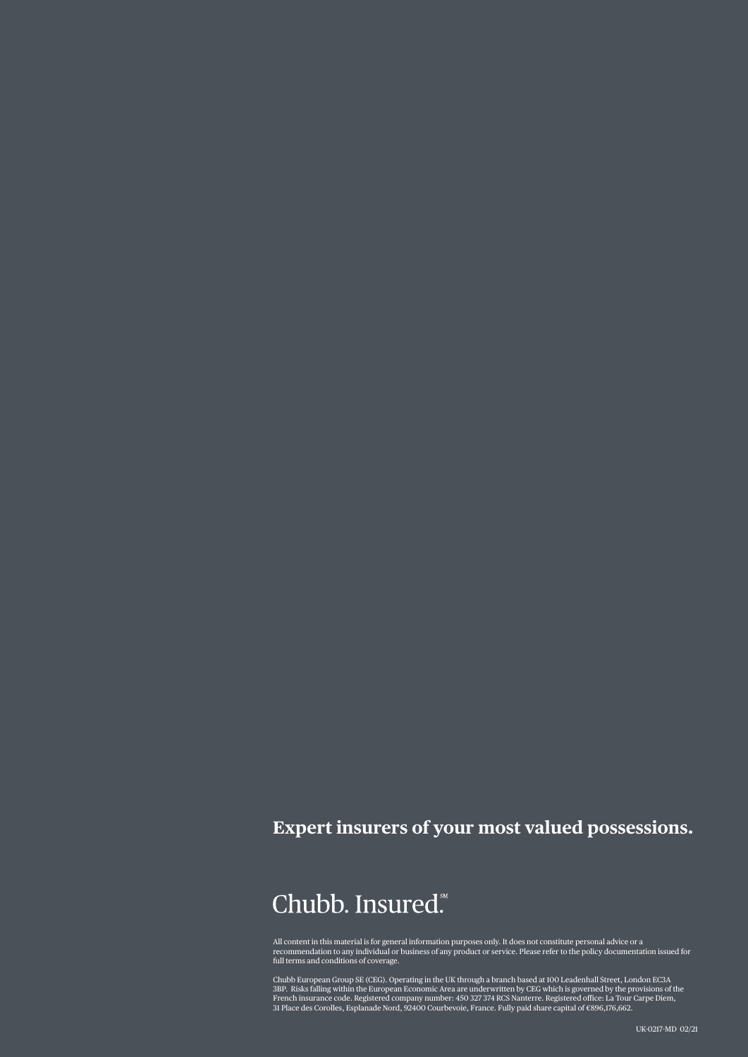**Expert insurers of your most valued possessions.**

Chubb. Insured.℠

All content in this material is for general information purposes only. It does not constitute personal advice or a recommendation to any individual or business of any product or service. Please refer to the policy documentation issued for full terms and conditions of coverage.

Chubb European Group SE (CEG). Operating in the UK through a branch based at 100 Leadenhall Street, London EC3A 3BP. Risks falling within the European Economic Area are underwritten by CEG which is governed by the provisions of the French insurance code. Registered company number: 450 327 374 RCS Nanterre. Registered office: La Tour Carpe Diem, 31 Place des Corolles, Esplanade Nord, 92400 Courbevoie, France. Fully paid share capital of €896,176,662.

UK-0217-MD 02/21